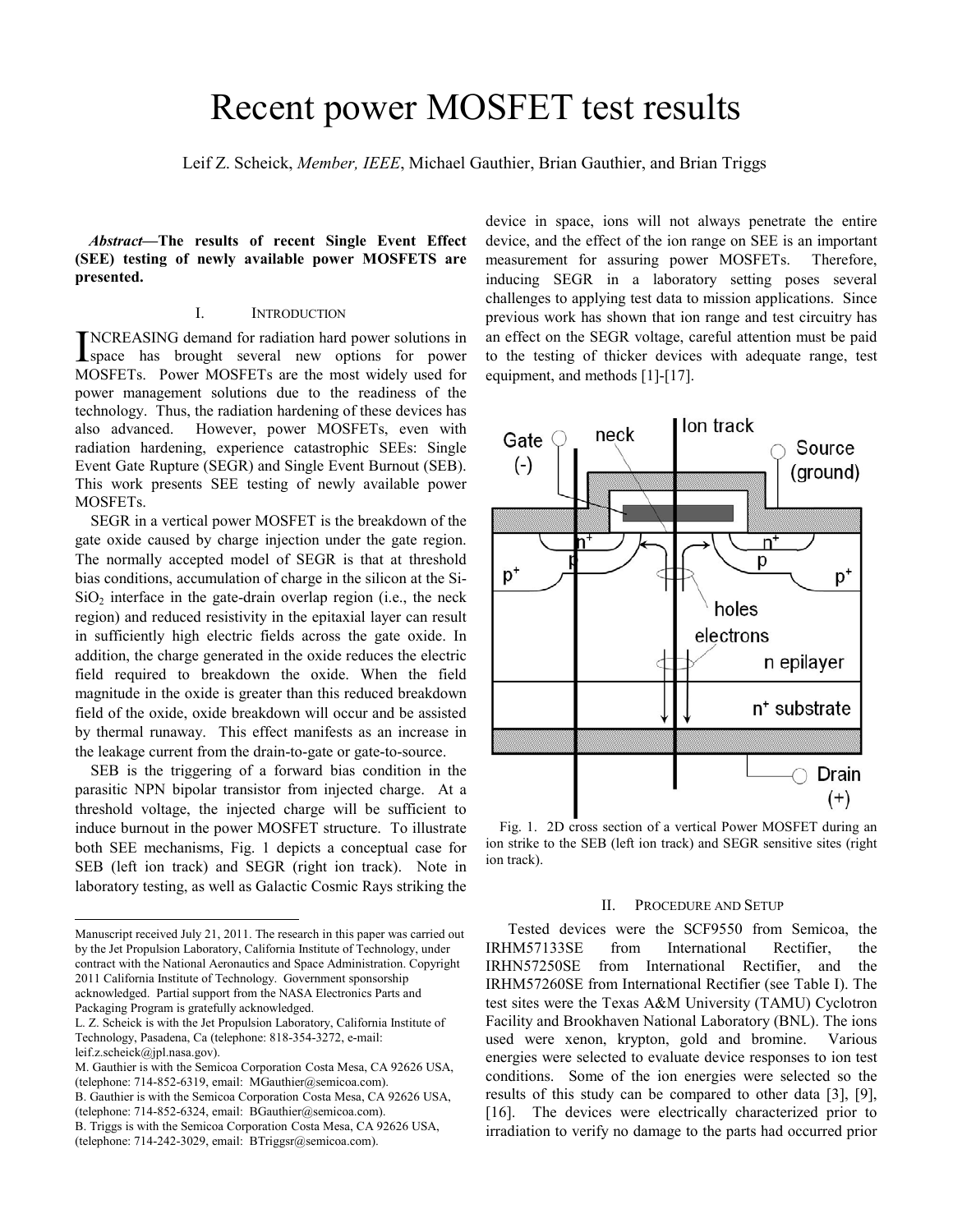# Recent power MOSFET test results

Leif Z. Scheick, *Member, IEEE*, Michael Gauthier, Brian Gauthier, and Brian Triggs

***Abstract*—The results of recent Single Event Effect (SEE) testing of newly available power MOSFETS are presented.**

## I. Introduction

INCREASING demand for radiation hard power solutions in space has brought several new options for power MOSFETs. Power MOSFETs are the most widely used for power management solutions due to the readiness of the technology. Thus, the radiation hardening of these devices has also advanced. However, power MOSFETs, even with radiation hardening, experience catastrophic SEEs: Single Event Gate Rupture (SEGR) and Single Event Burnout (SEB). This work presents SEE testing of newly available power MOSFETs.

SEGR in a vertical power MOSFET is the breakdown of the gate oxide caused by charge injection under the gate region. The normally accepted model of SEGR is that at threshold bias conditions, accumulation of charge in the silicon at the Si-$SiO_2$ interface in the gate-drain overlap region (i.e., the neck region) and reduced resistivity in the epitaxial layer can result in sufficiently high electric fields across the gate oxide. In addition, the charge generated in the oxide reduces the electric field required to breakdown the oxide. When the field magnitude in the oxide is greater than this reduced breakdown field of the oxide, oxide breakdown will occur and be assisted by thermal runaway. This effect manifests as an increase in the leakage current from the drain-to-gate or gate-to-source.

SEB is the triggering of a forward bias condition in the parasitic NPN bipolar transistor from injected charge. At a threshold voltage, the injected charge will be sufficient to induce burnout in the power MOSFET structure. To illustrate both SEE mechanisms, Fig. 1 depicts a conceptual case for SEB (left ion track) and SEGR (right ion track). Note in laboratory testing, as well as Galactic Cosmic Rays striking the device in space, ions will not always penetrate the entire device, and the effect of the ion range on SEE is an important measurement for assuring power MOSFETs. Therefore, inducing SEGR in a laboratory setting poses several challenges to applying test data to mission applications. Since previous work has shown that ion range and test circuitry has an effect on the SEGR voltage, careful attention must be paid to the testing of thicker devices with adequate range, test equipment, and methods [1]-[17].

Gate (-)
neck
Ion track
Source (ground)
n+
n+
p
p
p+
p+
holes
electrons
n epilayer
n+ substrate
Drain (+)

Fig. 1. 2D cross section of a vertical Power MOSFET during an ion strike to the SEB (left ion track) and SEGR sensitive sites (right ion track).

## II. Procedure and Setup

Tested devices were the SCF9550 from Semicoa, the IRHM57133SE from International Rectifier, the IRHN57250SE from International Rectifier, and the IRHM57260SE from International Rectifier (see Table I). The test sites were the Texas A&M University (TAMU) Cyclotron Facility and Brookhaven National Laboratory (BNL). The ions used were xenon, krypton, gold and bromine. Various energies were selected to evaluate device responses to ion test conditions. Some of the ion energies were selected so the results of this study can be compared to other data [3], [9], [16]. The devices were electrically characterized prior to irradiation to verify no damage to the parts had occurred prior

Manuscript received July 21, 2011. The research in this paper was carried out by the Jet Propulsion Laboratory, California Institute of Technology, under contract with the National Aeronautics and Space Administration. Copyright 2011 California Institute of Technology. Government sponsorship acknowledged. Partial support from the NASA Electronics Parts and Packaging Program is gratefully acknowledged.

L. Z. Scheick is with the Jet Propulsion Laboratory, California Institute of Technology, Pasadena, Ca (telephone: 818-354-3272, e-mail: leif.z.scheick@jpl.nasa.gov).

M. Gauthier is with the Semicoa Corporation Costa Mesa, CA 92626 USA, (telephone: 714-852-6319, email: MGauthier@semicoa.com).

B. Gauthier is with the Semicoa Corporation Costa Mesa, CA 92626 USA, (telephone: 714-852-6324, email: BGauthier@semicoa.com).

B. Triggs is with the Semicoa Corporation Costa Mesa, CA 92626 USA, (telephone: 714-242-3029, email: BTriggsr@semicoa.com).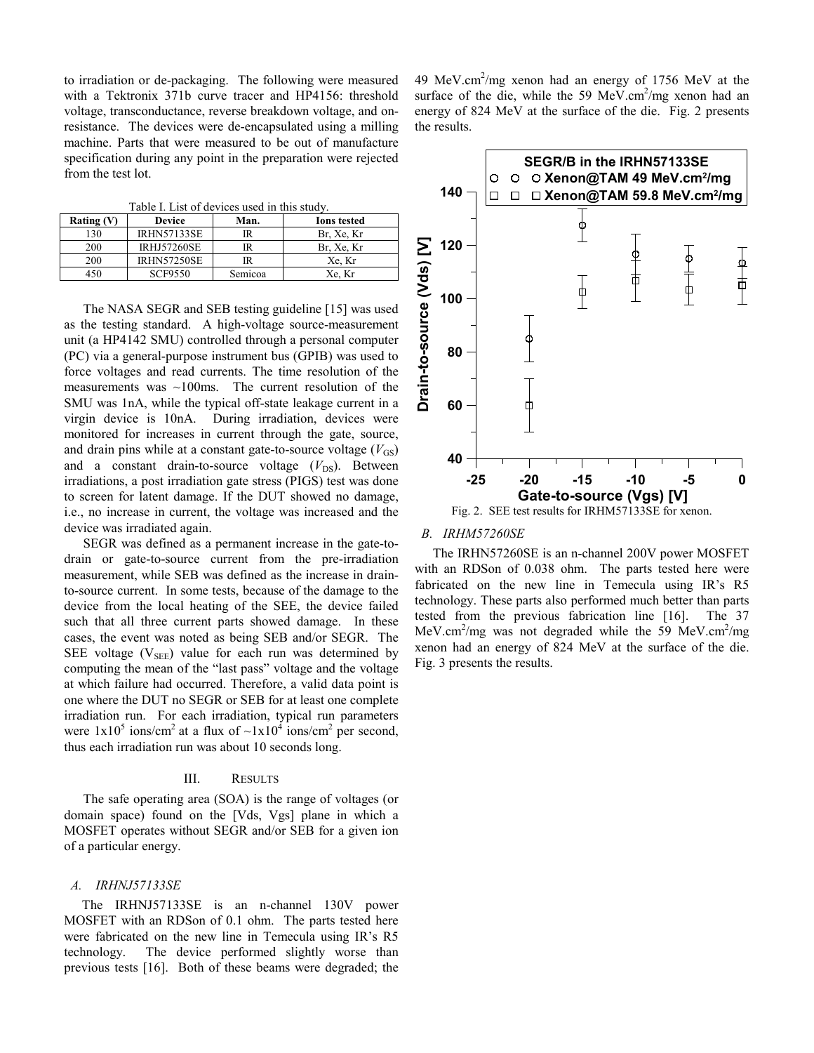to irradiation or de-packaging. The following were measured with a Tektronix 371b curve tracer and HP4156: threshold voltage, transconductance, reverse breakdown voltage, and on-resistance. The devices were de-encapsulated using a milling machine. Parts that were measured to be out of manufacture specification during any point in the preparation were rejected from the test lot.

Table I. List of devices used in this study.

| Rating (V) | Device | Man. | Ions tested |
|---|---|---|---|
| 130 | IRHN57133SE | IR | Br, Xe, Kr |
| 200 | IRHJ57260SE | IR | Br, Xe, Kr |
| 200 | IRHN57250SE | IR | Xe, Kr |
| 450 | SCF9550 | Semicoa | Xe, Kr |

The NASA SEGR and SEB testing guideline [15] was used as the testing standard. A high-voltage source-measurement unit (a HP4142 SMU) controlled through a personal computer (PC) via a general-purpose instrument bus (GPIB) was used to force voltages and read currents. The time resolution of the measurements was ~100ms. The current resolution of the SMU was 1nA, while the typical off-state leakage current in a virgin device is 10nA. During irradiation, devices were monitored for increases in current through the gate, source, and drain pins while at a constant gate-to-source voltage ($V_{GS}$) and a constant drain-to-source voltage ($V_{DS}$). Between irradiations, a post irradiation gate stress (PIGS) test was done to screen for latent damage. If the DUT showed no damage, i.e., no increase in current, the voltage was increased and the device was irradiated again.

SEGR was defined as a permanent increase in the gate-to-drain or gate-to-source current from the pre-irradiation measurement, while SEB was defined as the increase in drain-to-source current. In some tests, because of the damage to the device from the local heating of the SEE, the device failed such that all three current parts showed damage. In these cases, the event was noted as being SEB and/or SEGR. The SEE voltage ($V_{SEE}$) value for each run was determined by computing the mean of the "last pass" voltage and the voltage at which failure had occurred. Therefore, a valid data point is one where the DUT no SEGR or SEB for at least one complete irradiation run. For each irradiation, typical run parameters were $1x10^5$ ions/cm$^2$ at a flux of ~$1x10^4$ ions/cm$^2$ per second, thus each irradiation run was about 10 seconds long.

## III. Results

The safe operating area (SOA) is the range of voltages (or domain space) found on the [Vds, Vgs] plane in which a MOSFET operates without SEGR and/or SEB for a given ion of a particular energy.

### A. IRHNJ57133SE

The IRHNJ57133SE is an n-channel 130V power MOSFET with an RDSon of 0.1 ohm. The parts tested here were fabricated on the new line in Temecula using IR's R5 technology. The device performed slightly worse than previous tests [16]. Both of these beams were degraded; the 49 MeV.cm$^2$/mg xenon had an energy of 1756 MeV at the surface of the die, while the 59 MeV.cm$^2$/mg xenon had an energy of 824 MeV at the surface of the die. Fig. 2 presents the results.

Fig. 2. SEE test results for IRHM57133SE for xenon.

### B. IRHM57260SE

The IRHN57260SE is an n-channel 200V power MOSFET with an RDSon of 0.038 ohm. The parts tested here were fabricated on the new line in Temecula using IR's R5 technology. These parts also performed much better than parts tested from the previous fabrication line [16]. The 37 MeV.cm$^2$/mg was not degraded while the 59 MeV.cm$^2$/mg xenon had an energy of 824 MeV at the surface of the die. Fig. 3 presents the results.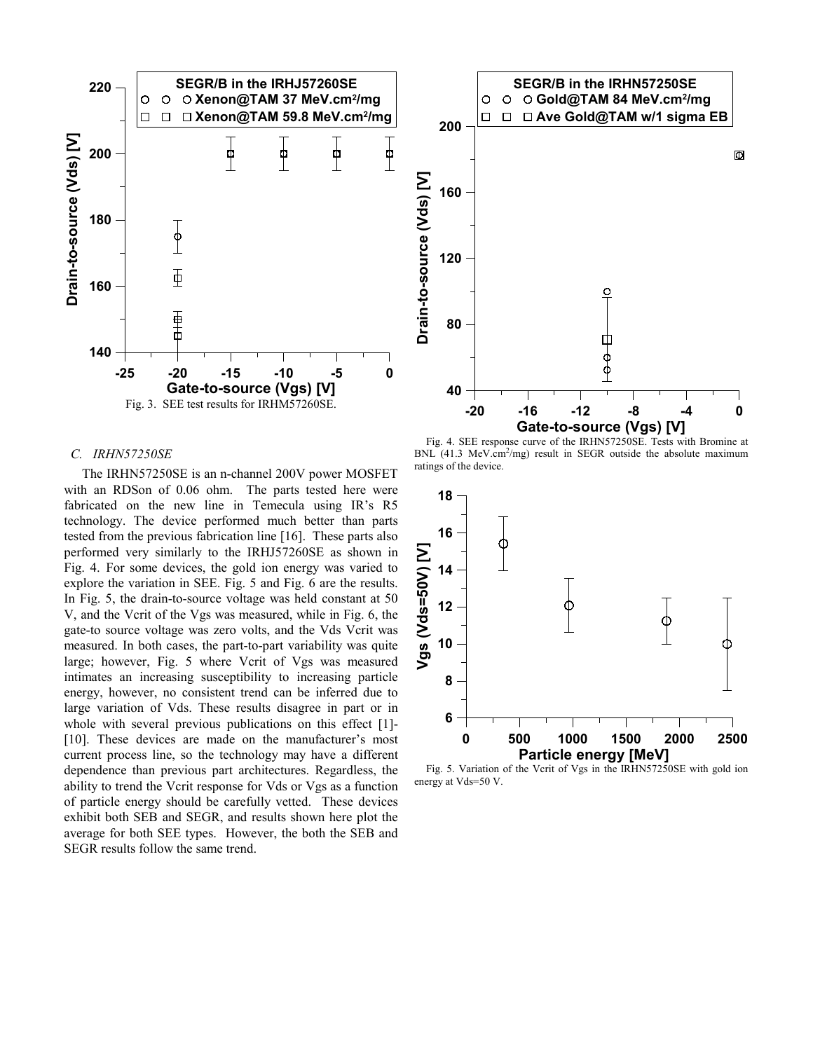Fig. 3. SEE test results for IRHM57260SE.

Fig. 4. SEE response curve of the IRHN57250SE. Tests with Bromine at BNL ($41.3\ MeV.cm^2/mg$) result in SEGR outside the absolute maximum ratings of the device.

### C. *IRHN57250SE*

The IRHN57250SE is an n-channel 200V power MOSFET with an RDSon of 0.06 ohm. The parts tested here were fabricated on the new line in Temecula using IR's R5 technology. The device performed much better than parts tested from the previous fabrication line [16]. These parts also performed very similarly to the IRHJ57260SE as shown in Fig. 4. For some devices, the gold ion energy was varied to explore the variation in SEE. Fig. 5 and Fig. 6 are the results. In Fig. 5, the drain-to-source voltage was held constant at 50 V, and the Vcrit of the Vgs was measured, while in Fig. 6, the gate-to source voltage was zero volts, and the Vds Vcrit was measured. In both cases, the part-to-part variability was quite large; however, Fig. 5 where Vcrit of Vgs was measured intimates an increasing susceptibility to increasing particle energy, however, no consistent trend can be inferred due to large variation of Vds. These results disagree in part or in whole with several previous publications on this effect [1]-[10]. These devices are made on the manufacturer's most current process line, so the technology may have a different dependence than previous part architectures. Regardless, the ability to trend the Vcrit response for Vds or Vgs as a function of particle energy should be carefully vetted. These devices exhibit both SEB and SEGR, and results shown here plot the average for both SEE types. However, the both the SEB and SEGR results follow the same trend.

Fig. 5. Variation of the Vcrit of Vgs in the IRHN57250SE with gold ion energy at Vds=50 V.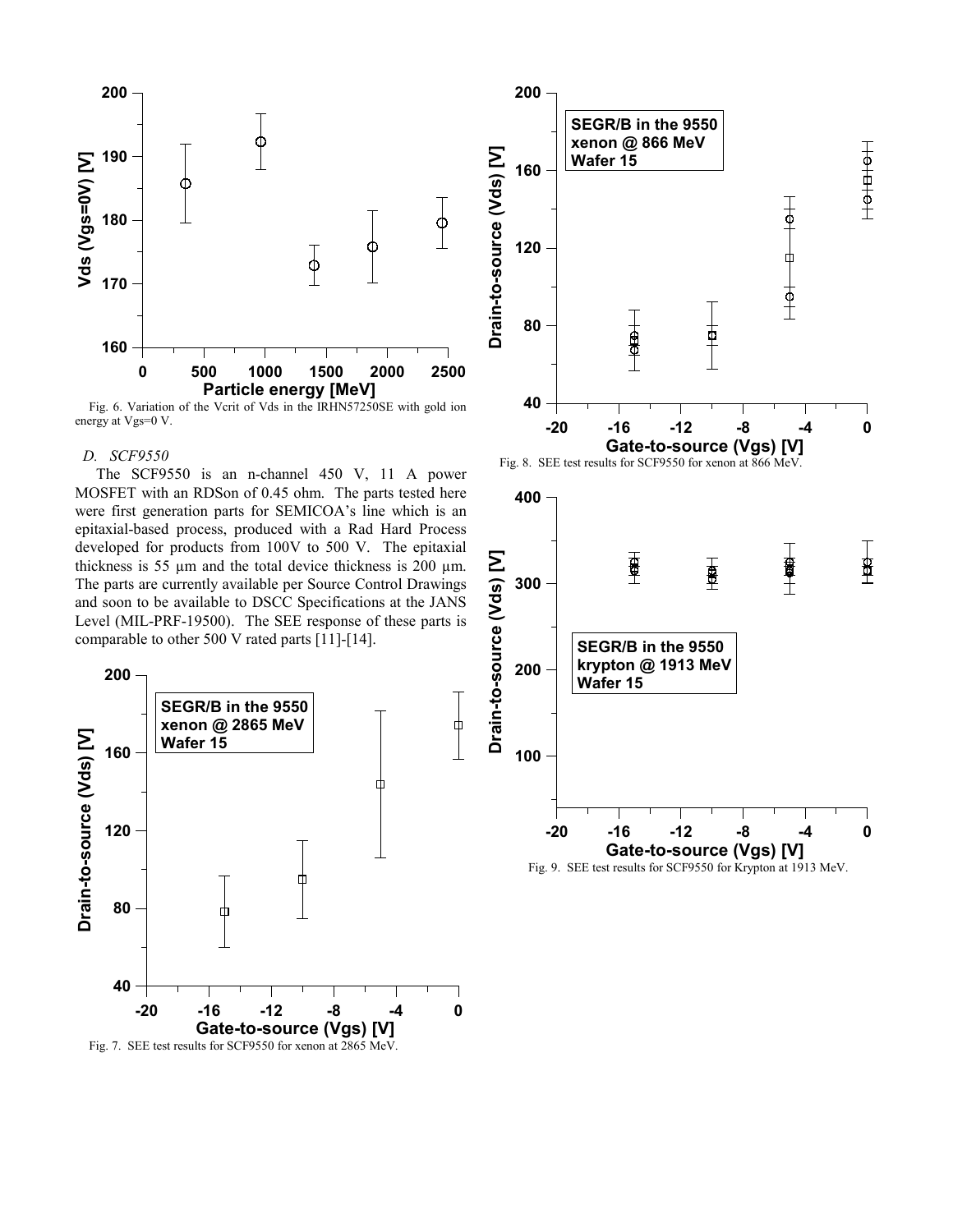Fig. 6. Variation of the Vcrit of Vds in the IRHN57250SE with gold ion energy at Vgs=0 V.

*D. SCF9550*

The SCF9550 is an n-channel 450 V, 11 A power MOSFET with an RDSon of 0.45 ohm. The parts tested here were first generation parts for SEMICOA's line which is an epitaxial-based process, produced with a Rad Hard Process developed for products from 100V to 500 V. The epitaxial thickness is 55 µm and the total device thickness is 200 µm. The parts are currently available per Source Control Drawings and soon to be available to DSCC Specifications at the JANS Level (MIL-PRF-19500). The SEE response of these parts is comparable to other 500 V rated parts [11]-[14].

Fig. 7. SEE test results for SCF9550 for xenon at 2865 MeV.

Fig. 8. SEE test results for SCF9550 for xenon at 866 MeV.

Fig. 9. SEE test results for SCF9550 for Krypton at 1913 MeV.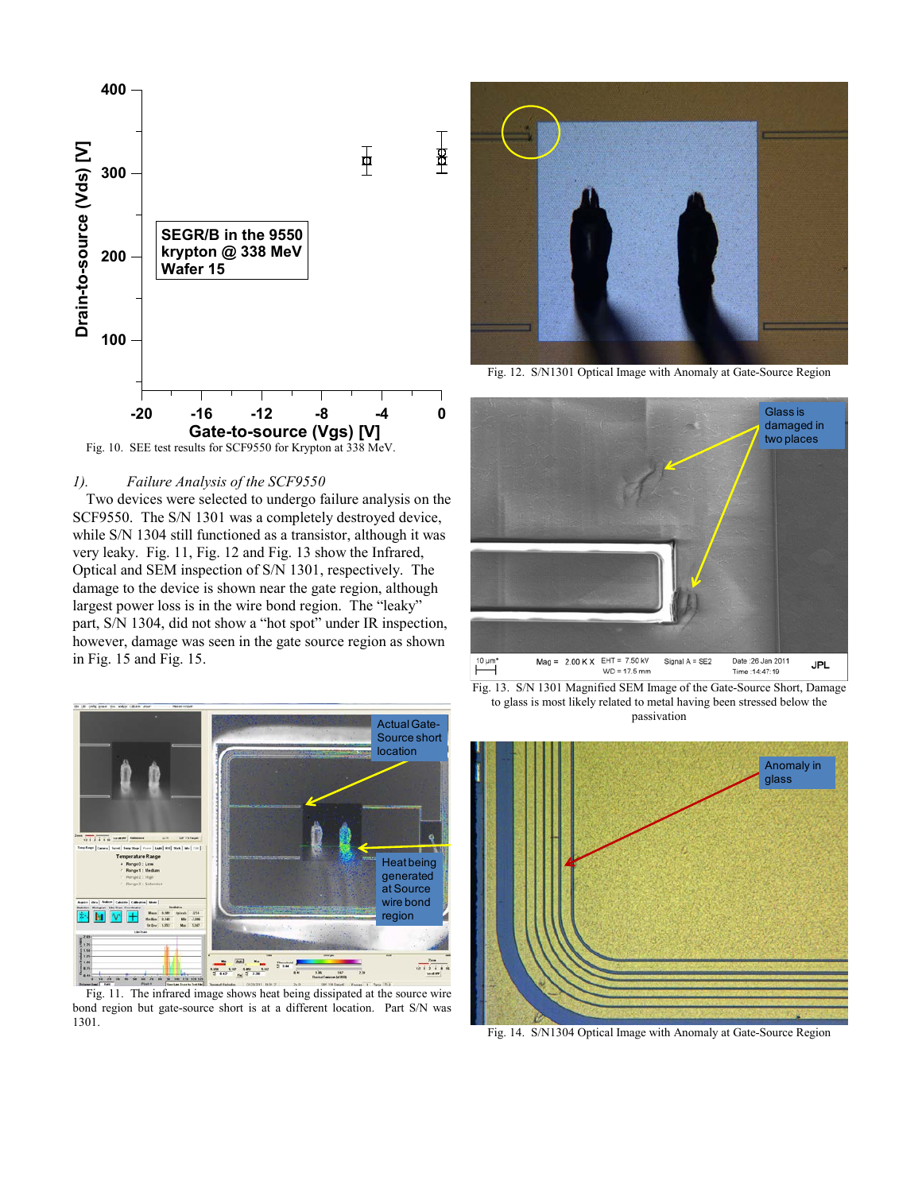Fig. 10. SEE test results for SCF9550 for Krypton at 338 MeV.

*1). Failure Analysis of the SCF9550*

Two devices were selected to undergo failure analysis on the SCF9550. The S/N 1301 was a completely destroyed device, while S/N 1304 still functioned as a transistor, although it was very leaky. Fig. 11, Fig. 12 and Fig. 13 show the Infrared, Optical and SEM inspection of S/N 1301, respectively. The damage to the device is shown near the gate region, although largest power loss is in the wire bond region. The "leaky" part, S/N 1304, did not show a "hot spot" under IR inspection, however, damage was seen in the gate source region as shown in Fig. 15 and Fig. 15.

Fig. 11. The infrared image shows heat being dissipated at the source wire bond region but gate-source short is at a different location. Part S/N was 1301.

Fig. 12. S/N1301 Optical Image with Anomaly at Gate-Source Region

Fig. 13. S/N 1301 Magnified SEM Image of the Gate-Source Short, Damage to glass is most likely related to metal having been stressed below the passivation

Fig. 14. S/N1304 Optical Image with Anomaly at Gate-Source Region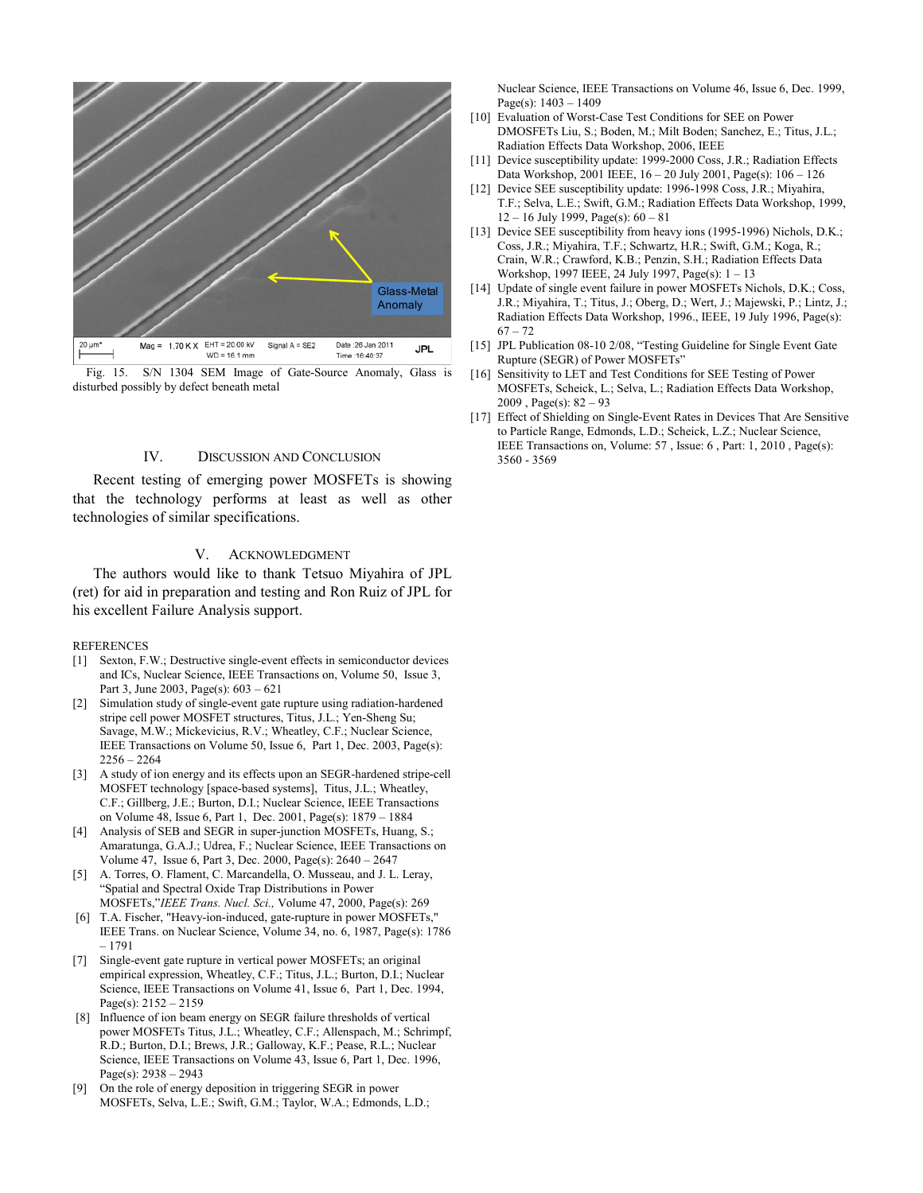Glass-Metal Anomaly

20 µm* Mag = 1.70 K X EHT = 20.00 kV WD = 16.1 mm Signal A = SE2 Date :26 Jan 2011 Time :16:40:37 JPL

Fig. 15. S/N 1304 SEM Image of Gate-Source Anomaly, Glass is disturbed possibly by defect beneath metal

## IV. Discussion and Conclusion

Recent testing of emerging power MOSFETs is showing that the technology performs at least as well as other technologies of similar specifications.

## V. Acknowledgment

The authors would like to thank Tetsuo Miyahira of JPL (ret) for aid in preparation and testing and Ron Ruiz of JPL for his excellent Failure Analysis support.

## References

[1] Sexton, F.W.; Destructive single-event effects in semiconductor devices and ICs, Nuclear Science, IEEE Transactions on, Volume 50, Issue 3, Part 3, June 2003, Page(s): 603 – 621

[2] Simulation study of single-event gate rupture using radiation-hardened stripe cell power MOSFET structures, Titus, J.L.; Yen-Sheng Su; Savage, M.W.; Mickevicius, R.V.; Wheatley, C.F.; Nuclear Science, IEEE Transactions on Volume 50, Issue 6, Part 1, Dec. 2003, Page(s): 2256 – 2264

[3] A study of ion energy and its effects upon an SEGR-hardened stripe-cell MOSFET technology [space-based systems], Titus, J.L.; Wheatley, C.F.; Gillberg, J.E.; Burton, D.I.; Nuclear Science, IEEE Transactions on Volume 48, Issue 6, Part 1, Dec. 2001, Page(s): 1879 – 1884

[4] Analysis of SEB and SEGR in super-junction MOSFETs, Huang, S.; Amaratunga, G.A.J.; Udrea, F.; Nuclear Science, IEEE Transactions on Volume 47, Issue 6, Part 3, Dec. 2000, Page(s): 2640 – 2647

[5] A. Torres, O. Flament, C. Marcandella, O. Musseau, and J. L. Leray, "Spatial and Spectral Oxide Trap Distributions in Power MOSFETs," *IEEE Trans. Nucl. Sci.,* Volume 47, 2000, Page(s): 269

[6] T.A. Fischer, "Heavy-ion-induced, gate-rupture in power MOSFETs," IEEE Trans. on Nuclear Science, Volume 34, no. 6, 1987, Page(s): 1786 – 1791

[7] Single-event gate rupture in vertical power MOSFETs; an original empirical expression, Wheatley, C.F.; Titus, J.L.; Burton, D.I.; Nuclear Science, IEEE Transactions on Volume 41, Issue 6, Part 1, Dec. 1994, Page(s): 2152 – 2159

[8] Influence of ion beam energy on SEGR failure thresholds of vertical power MOSFETs Titus, J.L.; Wheatley, C.F.; Allenspach, M.; Schrimpf, R.D.; Burton, D.I.; Brews, J.R.; Galloway, K.F.; Pease, R.L.; Nuclear Science, IEEE Transactions on Volume 43, Issue 6, Part 1, Dec. 1996, Page(s): 2938 – 2943

[9] On the role of energy deposition in triggering SEGR in power MOSFETs, Selva, L.E.; Swift, G.M.; Taylor, W.A.; Edmonds, L.D.; Nuclear Science, IEEE Transactions on Volume 46, Issue 6, Dec. 1999, Page(s): 1403 – 1409

[10] Evaluation of Worst-Case Test Conditions for SEE on Power DMOSFETs Liu, S.; Boden, M.; Milt Boden; Sanchez, E.; Titus, J.L.; Radiation Effects Data Workshop, 2006, IEEE

[11] Device susceptibility update: 1999-2000 Coss, J.R.; Radiation Effects Data Workshop, 2001 IEEE, 16 – 20 July 2001, Page(s): 106 – 126

[12] Device SEE susceptibility update: 1996-1998 Coss, J.R.; Miyahira, T.F.; Selva, L.E.; Swift, G.M.; Radiation Effects Data Workshop, 1999, 12 – 16 July 1999, Page(s): 60 – 81

[13] Device SEE susceptibility from heavy ions (1995-1996) Nichols, D.K.; Coss, J.R.; Miyahira, T.F.; Schwartz, H.R.; Swift, G.M.; Koga, R.; Crain, W.R.; Crawford, K.B.; Penzin, S.H.; Radiation Effects Data Workshop, 1997 IEEE, 24 July 1997, Page(s): 1 – 13

[14] Update of single event failure in power MOSFETs Nichols, D.K.; Coss, J.R.; Miyahira, T.; Titus, J.; Oberg, D.; Wert, J.; Majewski, P.; Lintz, J.; Radiation Effects Data Workshop, 1996., IEEE, 19 July 1996, Page(s): 67 – 72

[15] JPL Publication 08-10 2/08, "Testing Guideline for Single Event Gate Rupture (SEGR) of Power MOSFETs"

[16] Sensitivity to LET and Test Conditions for SEE Testing of Power MOSFETs, Scheick, L.; Selva, L.; Radiation Effects Data Workshop, 2009 , Page(s): 82 – 93

[17] Effect of Shielding on Single-Event Rates in Devices That Are Sensitive to Particle Range, Edmonds, L.D.; Scheick, L.Z.; Nuclear Science, IEEE Transactions on, Volume: 57 , Issue: 6 , Part: 1, 2010 , Page(s): 3560 - 3569